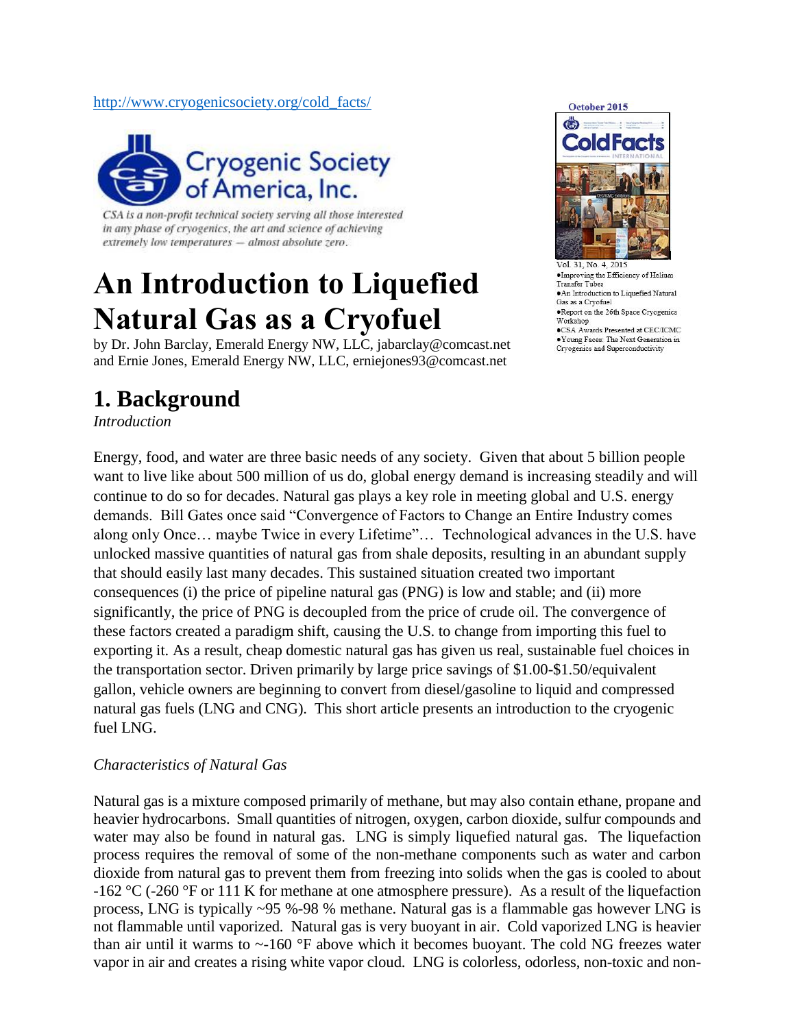http://www.cryogenicsociety.org/cold_facts/

Cryogenic Society of America, Inc.

*CSA is a non-profit technical society serving all those interested in any phase of cryogenics, the art and science of achieving extremely low temperatures — almost absolute zero.*

October 2015

Vol. 31, No. 4, 2015

- Improving the Efficiency of Helium Transfer Tubes
- An Introduction to Liquefied Natural Gas as a Cryofuel
- Report on the 26th Space Cryogenics Workshop
- CSA Awards Presented at CEC/ICMC
- Young Faces: The Next Generation in Cryogenics and Superconductivity

# An Introduction to Liquefied Natural Gas as a Cryofuel

by Dr. John Barclay, Emerald Energy NW, LLC, jabarclay@comcast.net and Ernie Jones, Emerald Energy NW, LLC, erniejones93@comcast.net

## 1. Background

*Introduction*

Energy, food, and water are three basic needs of any society. Given that about 5 billion people want to live like about 500 million of us do, global energy demand is increasing steadily and will continue to do so for decades. Natural gas plays a key role in meeting global and U.S. energy demands. Bill Gates once said "Convergence of Factors to Change an Entire Industry comes along only Once… maybe Twice in every Lifetime"… Technological advances in the U.S. have unlocked massive quantities of natural gas from shale deposits, resulting in an abundant supply that should easily last many decades. This sustained situation created two important consequences (i) the price of pipeline natural gas (PNG) is low and stable; and (ii) more significantly, the price of PNG is decoupled from the price of crude oil. The convergence of these factors created a paradigm shift, causing the U.S. to change from importing this fuel to exporting it. As a result, cheap domestic natural gas has given us real, sustainable fuel choices in the transportation sector. Driven primarily by large price savings of \$1.00-\$1.50/equivalent gallon, vehicle owners are beginning to convert from diesel/gasoline to liquid and compressed natural gas fuels (LNG and CNG). This short article presents an introduction to the cryogenic fuel LNG.

*Characteristics of Natural Gas*

Natural gas is a mixture composed primarily of methane, but may also contain ethane, propane and heavier hydrocarbons. Small quantities of nitrogen, oxygen, carbon dioxide, sulfur compounds and water may also be found in natural gas. LNG is simply liquefied natural gas. The liquefaction process requires the removal of some of the non-methane components such as water and carbon dioxide from natural gas to prevent them from freezing into solids when the gas is cooled to about -162 °C (-260 °F or 111 K for methane at one atmosphere pressure). As a result of the liquefaction process, LNG is typically ~95 %-98 % methane. Natural gas is a flammable gas however LNG is not flammable until vaporized. Natural gas is very buoyant in air. Cold vaporized LNG is heavier than air until it warms to ~-160 °F above which it becomes buoyant. The cold NG freezes water vapor in air and creates a rising white vapor cloud. LNG is colorless, odorless, non-toxic and non-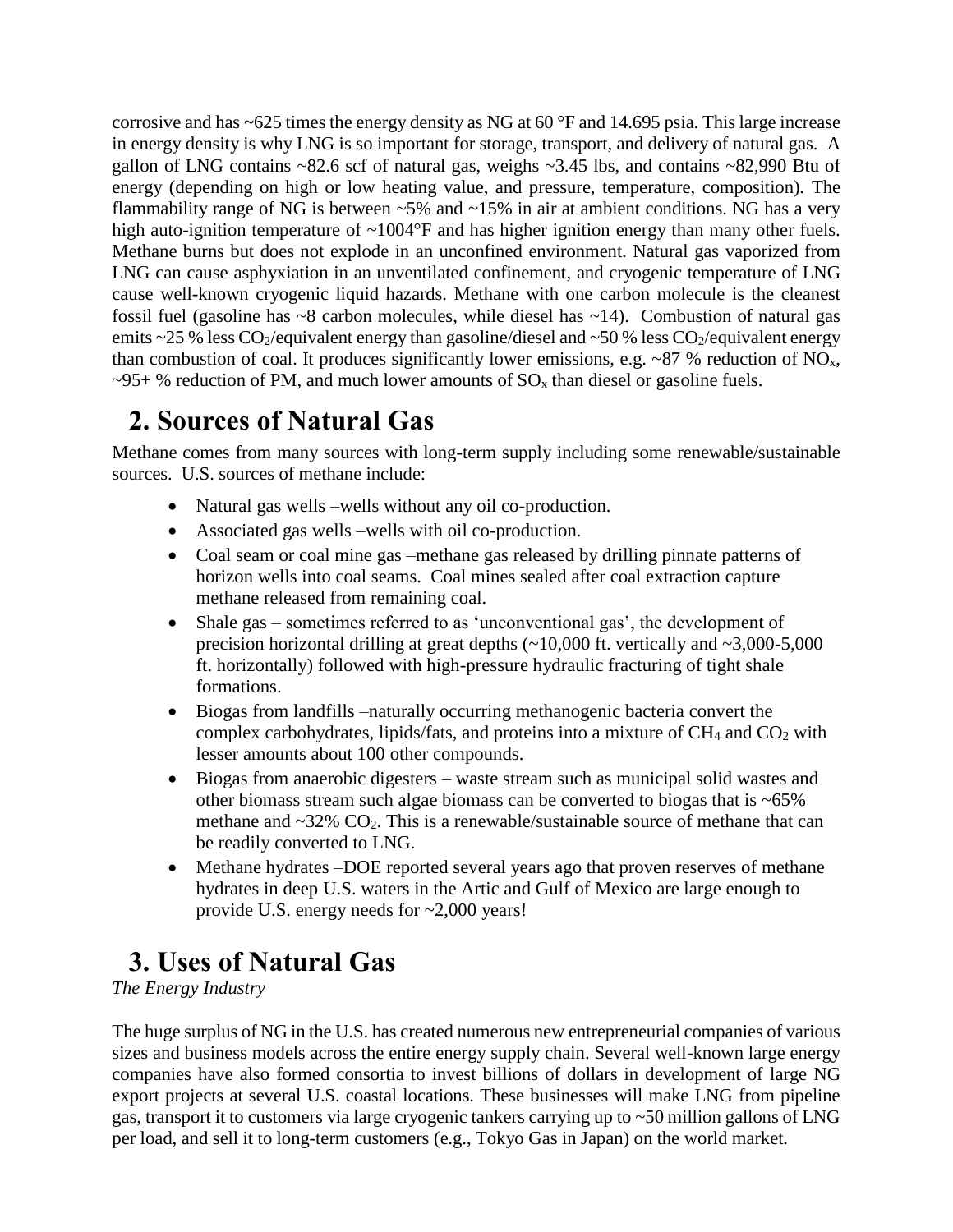corrosive and has ~625 times the energy density as NG at 60 °F and 14.695 psia. This large increase in energy density is why LNG is so important for storage, transport, and delivery of natural gas. A gallon of LNG contains ~82.6 scf of natural gas, weighs ~3.45 lbs, and contains ~82,990 Btu of energy (depending on high or low heating value, and pressure, temperature, composition). The flammability range of NG is between ~5% and ~15% in air at ambient conditions. NG has a very high auto-ignition temperature of ~1004°F and has higher ignition energy than many other fuels. Methane burns but does not explode in an unconfined environment. Natural gas vaporized from LNG can cause asphyxiation in an unventilated confinement, and cryogenic temperature of LNG cause well-known cryogenic liquid hazards. Methane with one carbon molecule is the cleanest fossil fuel (gasoline has ~8 carbon molecules, while diesel has ~14). Combustion of natural gas emits ~25 % less $CO_2$/equivalent energy than gasoline/diesel and ~50 % less $CO_2$/equivalent energy than combustion of coal. It produces significantly lower emissions, e.g. ~87 % reduction of $NO_x$, ~95+ % reduction of PM, and much lower amounts of $SO_x$ than diesel or gasoline fuels.

## 2. Sources of Natural Gas

Methane comes from many sources with long-term supply including some renewable/sustainable sources. U.S. sources of methane include:

- Natural gas wells –wells without any oil co-production.
- Associated gas wells –wells with oil co-production.
- Coal seam or coal mine gas –methane gas released by drilling pinnate patterns of horizon wells into coal seams. Coal mines sealed after coal extraction capture methane released from remaining coal.
- Shale gas – sometimes referred to as 'unconventional gas', the development of precision horizontal drilling at great depths (~10,000 ft. vertically and ~3,000-5,000 ft. horizontally) followed with high-pressure hydraulic fracturing of tight shale formations.
- Biogas from landfills –naturally occurring methanogenic bacteria convert the complex carbohydrates, lipids/fats, and proteins into a mixture of $CH_4$ and $CO_2$ with lesser amounts about 100 other compounds.
- Biogas from anaerobic digesters – waste stream such as municipal solid wastes and other biomass stream such algae biomass can be converted to biogas that is ~65% methane and ~32% $CO_2$. This is a renewable/sustainable source of methane that can be readily converted to LNG.
- Methane hydrates –DOE reported several years ago that proven reserves of methane hydrates in deep U.S. waters in the Artic and Gulf of Mexico are large enough to provide U.S. energy needs for ~2,000 years!

## 3. Uses of Natural Gas

*The Energy Industry*

The huge surplus of NG in the U.S. has created numerous new entrepreneurial companies of various sizes and business models across the entire energy supply chain. Several well-known large energy companies have also formed consortia to invest billions of dollars in development of large NG export projects at several U.S. coastal locations. These businesses will make LNG from pipeline gas, transport it to customers via large cryogenic tankers carrying up to ~50 million gallons of LNG per load, and sell it to long-term customers (e.g., Tokyo Gas in Japan) on the world market.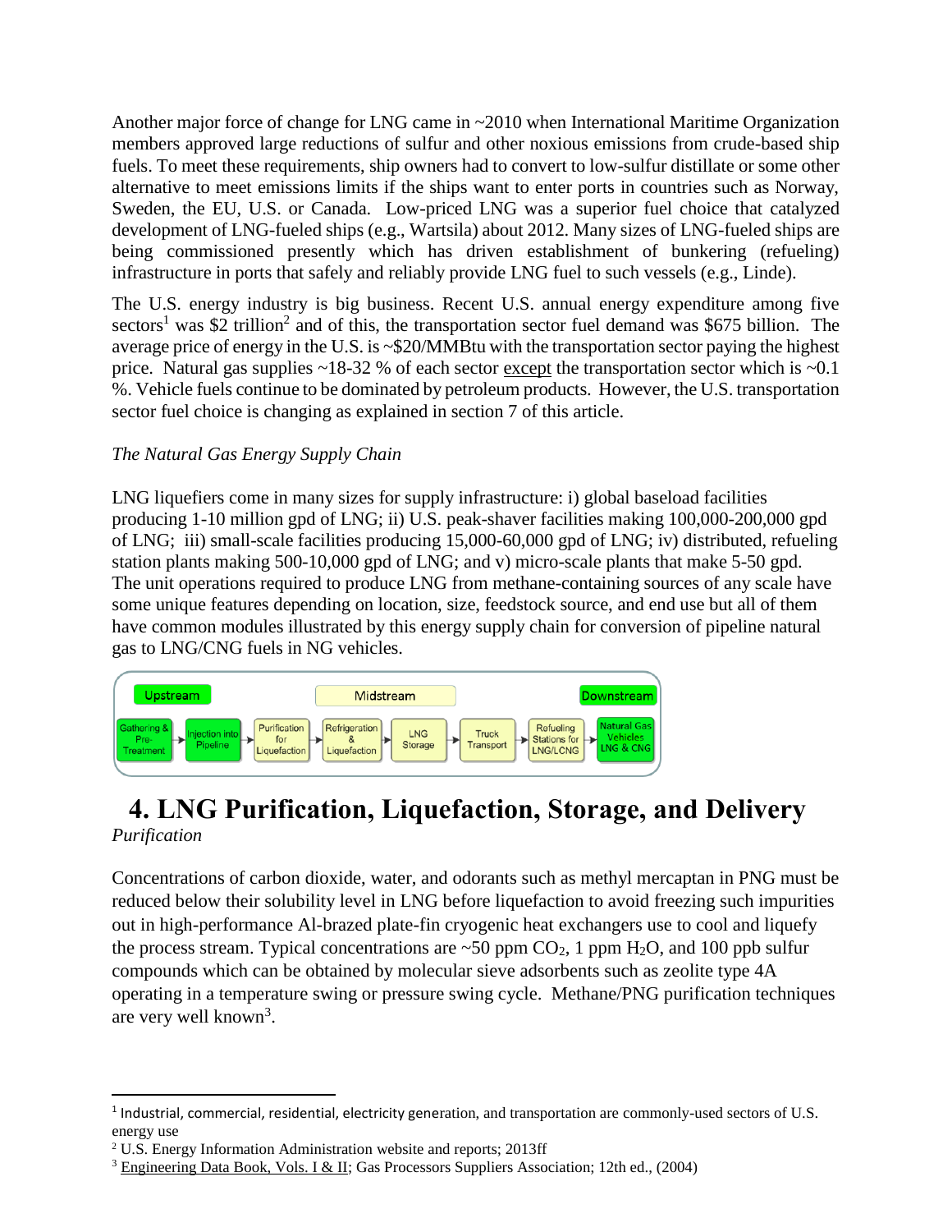Another major force of change for LNG came in ~2010 when International Maritime Organization members approved large reductions of sulfur and other noxious emissions from crude-based ship fuels. To meet these requirements, ship owners had to convert to low-sulfur distillate or some other alternative to meet emissions limits if the ships want to enter ports in countries such as Norway, Sweden, the EU, U.S. or Canada. Low-priced LNG was a superior fuel choice that catalyzed development of LNG-fueled ships (e.g., Wartsila) about 2012. Many sizes of LNG-fueled ships are being commissioned presently which has driven establishment of bunkering (refueling) infrastructure in ports that safely and reliably provide LNG fuel to such vessels (e.g., Linde).

The U.S. energy industry is big business. Recent U.S. annual energy expenditure among five sectors[1] was $2 trillion[2] and of this, the transportation sector fuel demand was $675 billion. The average price of energy in the U.S. is ~$20/MMBtu with the transportation sector paying the highest price. Natural gas supplies ~18-32 % of each sector except the transportation sector which is ~0.1 %. Vehicle fuels continue to be dominated by petroleum products. However, the U.S. transportation sector fuel choice is changing as explained in section 7 of this article.

*The Natural Gas Energy Supply Chain*

LNG liquefiers come in many sizes for supply infrastructure: i) global baseload facilities producing 1-10 million gpd of LNG; ii) U.S. peak-shaver facilities making 100,000-200,000 gpd of LNG; iii) small-scale facilities producing 15,000-60,000 gpd of LNG; iv) distributed, refueling station plants making 500-10,000 gpd of LNG; and v) micro-scale plants that make 5-50 gpd. The unit operations required to produce LNG from methane-containing sources of any scale have some unique features depending on location, size, feedstock source, and end use but all of them have common modules illustrated by this energy supply chain for conversion of pipeline natural gas to LNG/CNG fuels in NG vehicles.

Upstream: Gathering & Pre-Treatment → Injection into Pipeline → Midstream: Purification for Liquefaction → Refrigeration & Liquefaction → LNG Storage → Truck Transport → Refueling Stations for LNG/LCNG → Downstream: Natural Gas Vehicles LNG & CNG

# 4. LNG Purification, Liquefaction, Storage, and Delivery

*Purification*

Concentrations of carbon dioxide, water, and odorants such as methyl mercaptan in PNG must be reduced below their solubility level in LNG before liquefaction to avoid freezing such impurities out in high-performance Al-brazed plate-fin cryogenic heat exchangers use to cool and liquefy the process stream. Typical concentrations are ~50 ppm $CO_2$, 1 ppm $H_2O$, and 100 ppb sulfur compounds which can be obtained by molecular sieve adsorbents such as zeolite type 4A operating in a temperature swing or pressure swing cycle. Methane/PNG purification techniques are very well known[3].

---

[1] Industrial, commercial, residential, electricity generation, and transportation are commonly-used sectors of U.S. energy use

[2] U.S. Energy Information Administration website and reports; 2013ff

[3] Engineering Data Book, Vols. I & II; Gas Processors Suppliers Association; 12th ed., (2004)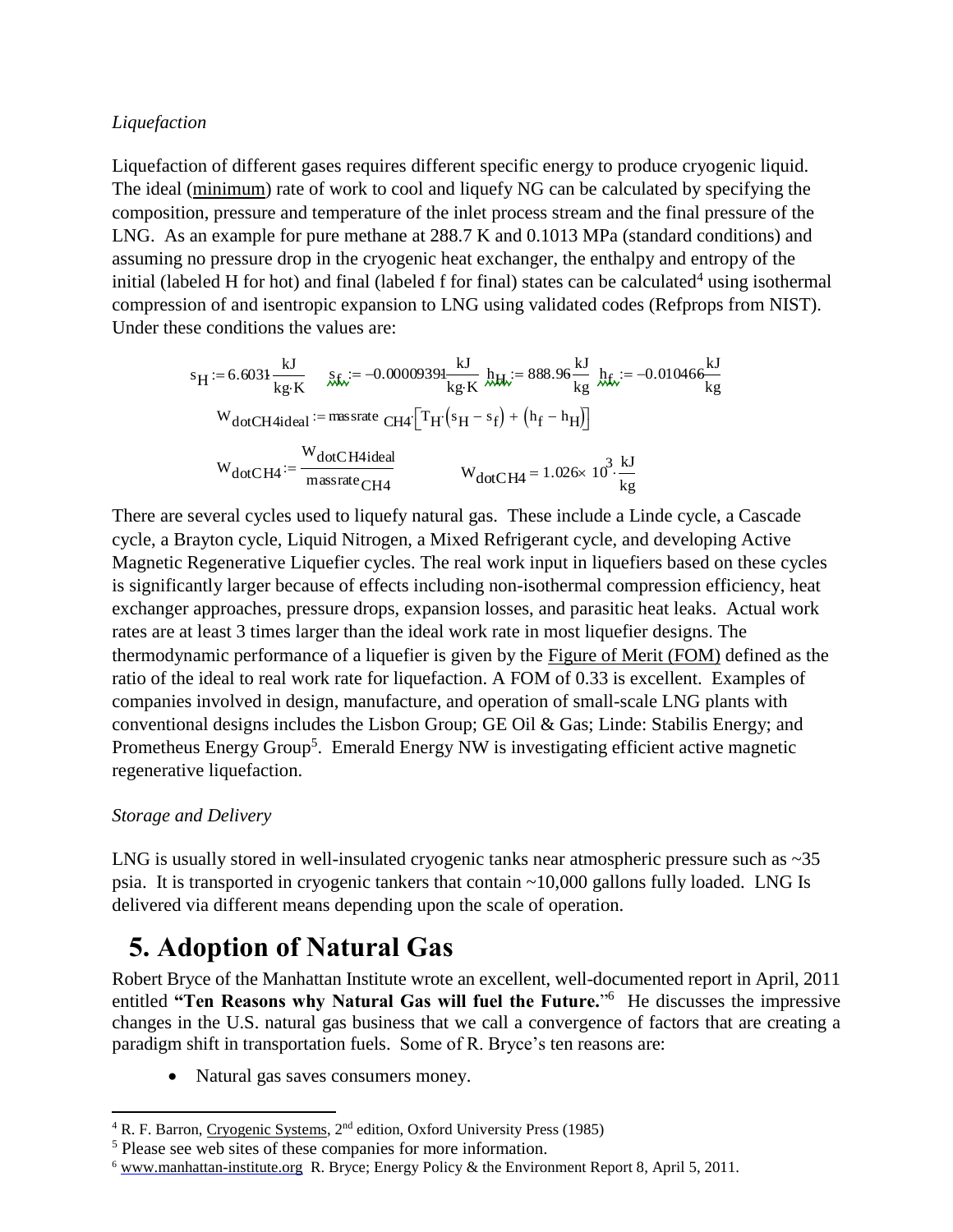*Liquefaction*

Liquefaction of different gases requires different specific energy to produce cryogenic liquid. The ideal (minimum) rate of work to cool and liquefy NG can be calculated by specifying the composition, pressure and temperature of the inlet process stream and the final pressure of the LNG. As an example for pure methane at 288.7 K and 0.1013 MPa (standard conditions) and assuming no pressure drop in the cryogenic heat exchanger, the enthalpy and entropy of the initial (labeled H for hot) and final (labeled f for final) states can be calculated[4] using isothermal compression of and isentropic expansion to LNG using validated codes (Refprops from NIST). Under these conditions the values are:

$$s_H := 6.6031 \frac{kJ}{kg \cdot K} \quad s_f := -0.00009391 \frac{kJ}{kg \cdot K} \quad h_H := 888.96 \frac{kJ}{kg} \quad h_f := -0.010466 \frac{kJ}{kg}$$

$$W_{dotCH4ideal} := massrate_{CH4} \cdot \left[ T_H \cdot (s_H - s_f) + (h_f - h_H) \right]$$

$$W_{dotCH4} := \frac{W_{dotCH4ideal}}{massrate_{CH4}} \qquad W_{dotCH4} = 1.026 \times 10^3 \cdot \frac{kJ}{kg}$$

There are several cycles used to liquefy natural gas. These include a Linde cycle, a Cascade cycle, a Brayton cycle, Liquid Nitrogen, a Mixed Refrigerant cycle, and developing Active Magnetic Regenerative Liquefier cycles. The real work input in liquefiers based on these cycles is significantly larger because of effects including non-isothermal compression efficiency, heat exchanger approaches, pressure drops, expansion losses, and parasitic heat leaks. Actual work rates are at least 3 times larger than the ideal work rate in most liquefier designs. The thermodynamic performance of a liquefier is given by the Figure of Merit (FOM) defined as the ratio of the ideal to real work rate for liquefaction. A FOM of 0.33 is excellent. Examples of companies involved in design, manufacture, and operation of small-scale LNG plants with conventional designs includes the Lisbon Group; GE Oil & Gas; Linde: Stabilis Energy; and Prometheus Energy Group[5]. Emerald Energy NW is investigating efficient active magnetic regenerative liquefaction.

*Storage and Delivery*

LNG is usually stored in well-insulated cryogenic tanks near atmospheric pressure such as ~35 psia. It is transported in cryogenic tankers that contain ~10,000 gallons fully loaded. LNG Is delivered via different means depending upon the scale of operation.

# 5. Adoption of Natural Gas

Robert Bryce of the Manhattan Institute wrote an excellent, well-documented report in April, 2011 entitled **"Ten Reasons why Natural Gas will fuel the Future."**[6] He discusses the impressive changes in the U.S. natural gas business that we call a convergence of factors that are creating a paradigm shift in transportation fuels. Some of R. Bryce's ten reasons are:

- Natural gas saves consumers money.

---

[4] R. F. Barron, Cryogenic Systems, 2nd edition, Oxford University Press (1985)

[5] Please see web sites of these companies for more information.

[6] www.manhattan-institute.org R. Bryce; Energy Policy & the Environment Report 8, April 5, 2011.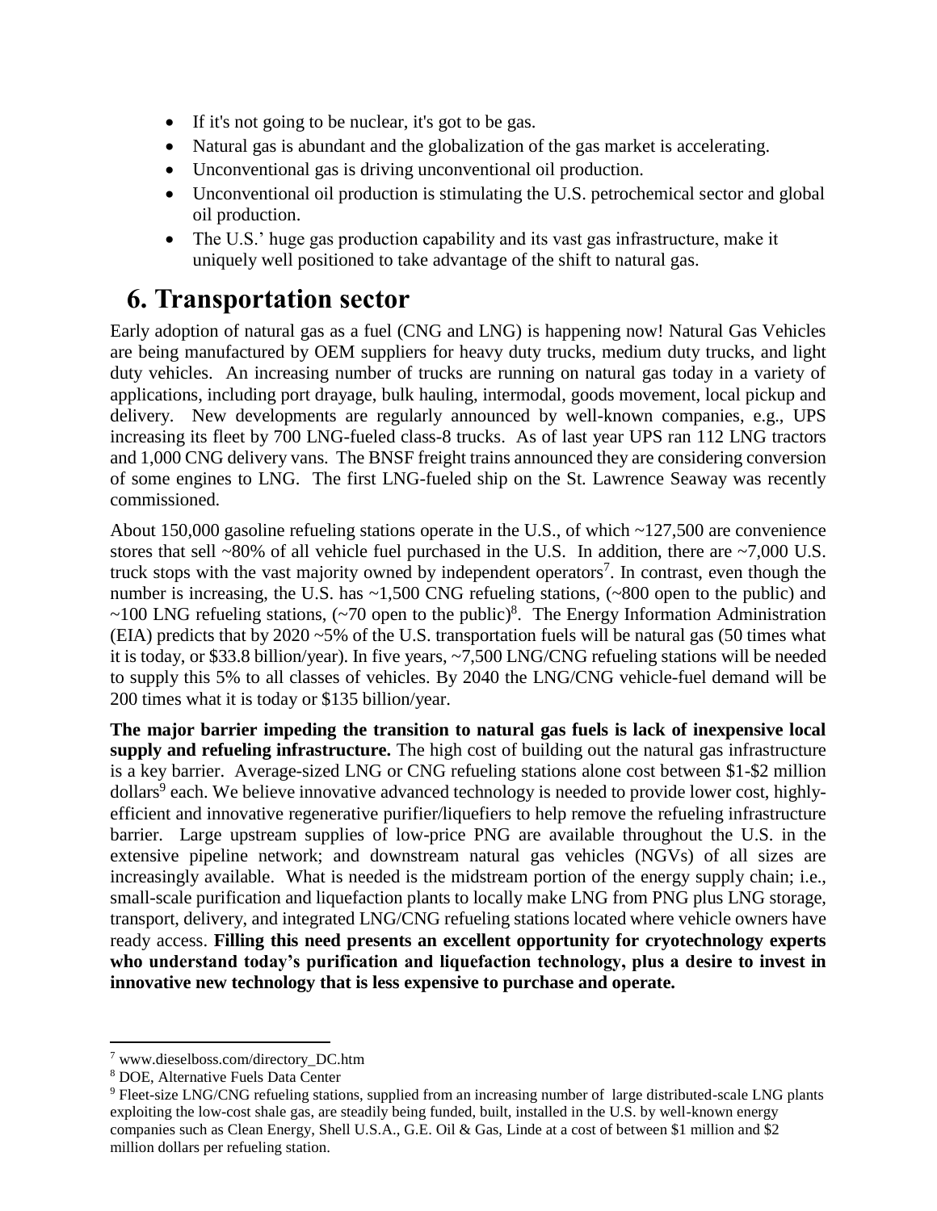- If it's not going to be nuclear, it's got to be gas.
- Natural gas is abundant and the globalization of the gas market is accelerating.
- Unconventional gas is driving unconventional oil production.
- Unconventional oil production is stimulating the U.S. petrochemical sector and global oil production.
- The U.S.' huge gas production capability and its vast gas infrastructure, make it uniquely well positioned to take advantage of the shift to natural gas.

# 6. Transportation sector

Early adoption of natural gas as a fuel (CNG and LNG) is happening now! Natural Gas Vehicles are being manufactured by OEM suppliers for heavy duty trucks, medium duty trucks, and light duty vehicles. An increasing number of trucks are running on natural gas today in a variety of applications, including port drayage, bulk hauling, intermodal, goods movement, local pickup and delivery. New developments are regularly announced by well-known companies, e.g., UPS increasing its fleet by 700 LNG-fueled class-8 trucks. As of last year UPS ran 112 LNG tractors and 1,000 CNG delivery vans. The BNSF freight trains announced they are considering conversion of some engines to LNG. The first LNG-fueled ship on the St. Lawrence Seaway was recently commissioned.

About 150,000 gasoline refueling stations operate in the U.S., of which ~127,500 are convenience stores that sell ~80% of all vehicle fuel purchased in the U.S. In addition, there are ~7,000 U.S. truck stops with the vast majority owned by independent operators[7]. In contrast, even though the number is increasing, the U.S. has ~1,500 CNG refueling stations, (~800 open to the public) and ~100 LNG refueling stations, (~70 open to the public)[8]. The Energy Information Administration (EIA) predicts that by 2020 ~5% of the U.S. transportation fuels will be natural gas (50 times what it is today, or $33.8 billion/year). In five years, ~7,500 LNG/CNG refueling stations will be needed to supply this 5% to all classes of vehicles. By 2040 the LNG/CNG vehicle-fuel demand will be 200 times what it is today or $135 billion/year.

**The major barrier impeding the transition to natural gas fuels is lack of inexpensive local supply and refueling infrastructure.** The high cost of building out the natural gas infrastructure is a key barrier. Average-sized LNG or CNG refueling stations alone cost between $1-$2 million dollars[9] each. We believe innovative advanced technology is needed to provide lower cost, highly-efficient and innovative regenerative purifier/liquefiers to help remove the refueling infrastructure barrier. Large upstream supplies of low-price PNG are available throughout the U.S. in the extensive pipeline network; and downstream natural gas vehicles (NGVs) of all sizes are increasingly available. What is needed is the midstream portion of the energy supply chain; i.e., small-scale purification and liquefaction plants to locally make LNG from PNG plus LNG storage, transport, delivery, and integrated LNG/CNG refueling stations located where vehicle owners have ready access. **Filling this need presents an excellent opportunity for cryotechnology experts who understand today's purification and liquefaction technology, plus a desire to invest in innovative new technology that is less expensive to purchase and operate.**

---

[7] www.dieselboss.com/directory_DC.htm

[8] DOE, Alternative Fuels Data Center

[9] Fleet-size LNG/CNG refueling stations, supplied from an increasing number of large distributed-scale LNG plants exploiting the low-cost shale gas, are steadily being funded, built, installed in the U.S. by well-known energy companies such as Clean Energy, Shell U.S.A., G.E. Oil & Gas, Linde at a cost of between $1 million and $2 million dollars per refueling station.